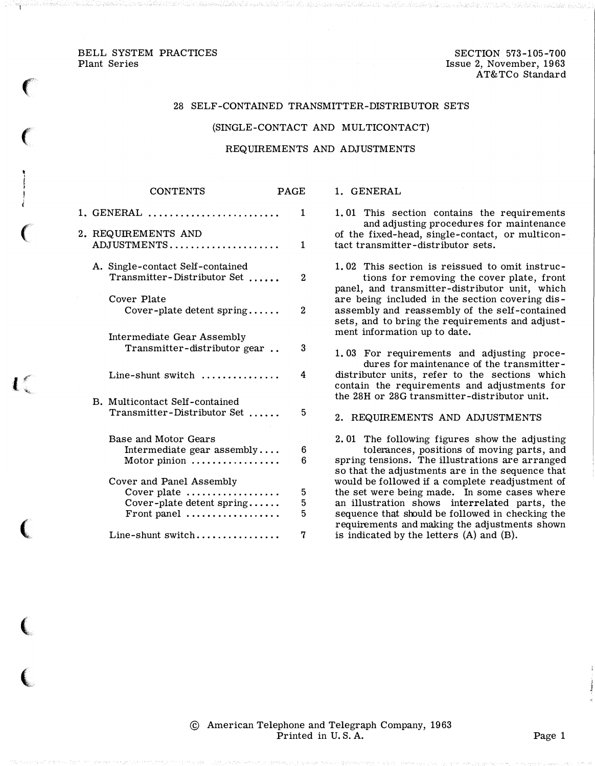BELL SYSTEM PRACTICES
Plant Series

SECTION 573-105-700
Issue 2, November, 1963
AT&TCo Standard

# 28 SELF-CONTAINED TRANSMITTER-DISTRIBUTOR SETS

## (SINGLE-CONTACT AND MULTICONTACT)

## REQUIREMENTS AND ADJUSTMENTS

| CONTENTS | PAGE |
|---|---|
| 1. GENERAL | 1 |
| 2. REQUIREMENTS AND ADJUSTMENTS | 1 |
| A. Single-contact Self-contained Transmitter-Distributor Set | 2 |
| Cover Plate | |
| Cover-plate detent spring | 2 |
| Intermediate Gear Assembly | |
| Transmitter-distributor gear | 3 |
| Line-shunt switch | 4 |
| B. Multicontact Self-contained Transmitter-Distributor Set | 5 |
| Base and Motor Gears | |
| Intermediate gear assembly | 6 |
| Motor pinion | 6 |
| Cover and Panel Assembly | |
| Cover plate | 5 |
| Cover-plate detent spring | 5 |
| Front panel | 5 |
| Line-shunt switch | 7 |

## 1. GENERAL

1.01 This section contains the requirements and adjusting procedures for maintenance of the fixed-head, single-contact, or multicontact transmitter-distributor sets.

1.02 This section is reissued to omit instructions for removing the cover plate, front panel, and transmitter-distributor unit, which are being included in the section covering disassembly and reassembly of the self-contained sets, and to bring the requirements and adjustment information up to date.

1.03 For requirements and adjusting procedures for maintenance of the transmitter-distributor units, refer to the sections which contain the requirements and adjustments for the 28H or 28G transmitter-distributor unit.

## 2. REQUIREMENTS AND ADJUSTMENTS

2.01 The following figures show the adjusting tolerances, positions of moving parts, and spring tensions. The illustrations are arranged so that the adjustments are in the sequence that would be followed if a complete readjustment of the set were being made. In some cases where an illustration shows interrelated parts, the sequence that should be followed in checking the requirements and making the adjustments shown is indicated by the letters (A) and (B).

© American Telephone and Telegraph Company, 1963
Printed in U. S. A.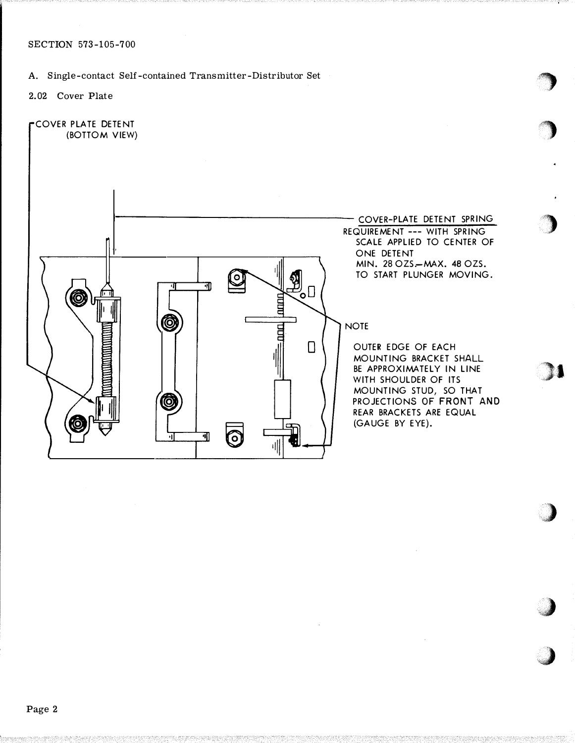SECTION 573-105-700

A. Single-contact Self-contained Transmitter-Distributor Set

2.02 Cover Plate

COVER PLATE DETENT
(BOTTOM VIEW)

COVER-PLATE DETENT SPRING

REQUIREMENT --- WITH SPRING SCALE APPLIED TO CENTER OF ONE DETENT
MIN. 28 OZS.—MAX. 48 OZS.
TO START PLUNGER MOVING.

NOTE

OUTER EDGE OF EACH MOUNTING BRACKET SHALL BE APPROXIMATELY IN LINE WITH SHOULDER OF ITS MOUNTING STUD, SO THAT PROJECTIONS OF FRONT AND REAR BRACKETS ARE EQUAL (GAUGE BY EYE).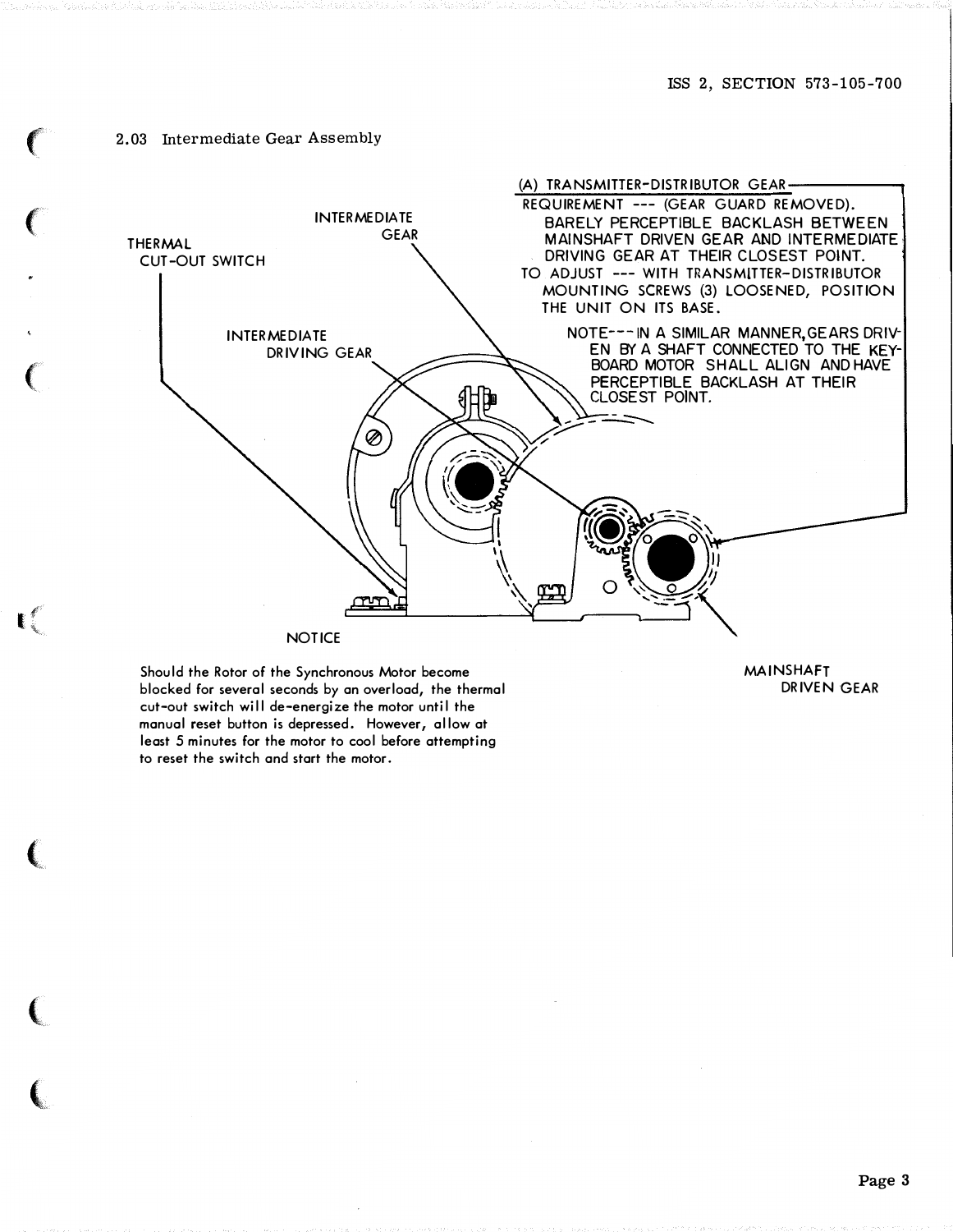2.03 Intermediate Gear Assembly

(A) TRANSMITTER-DISTRIBUTOR GEAR

REQUIREMENT --- (GEAR GUARD REMOVED).
BARELY PERCEPTIBLE BACKLASH BETWEEN MAINSHAFT DRIVEN GEAR AND INTERMEDIATE DRIVING GEAR AT THEIR CLOSEST POINT.

TO ADJUST --- WITH TRANSMITTER-DISTRIBUTOR MOUNTING SCREWS (3) LOOSENED, POSITION THE UNIT ON ITS BASE.

NOTE---IN A SIMILAR MANNER, GEARS DRIVEN BY A SHAFT CONNECTED TO THE KEYBOARD MOTOR SHALL ALIGN AND HAVE PERCEPTIBLE BACKLASH AT THEIR CLOSEST POINT.

THERMAL CUT-OUT SWITCH

INTERMEDIATE GEAR

INTERMEDIATE DRIVING GEAR

MAINSHAFT DRIVEN GEAR

NOTICE

Should the Rotor of the Synchronous Motor become blocked for several seconds by an overload, the thermal cut-out switch will de-energize the motor until the manual reset button is depressed. However, allow at least 5 minutes for the motor to cool before attempting to reset the switch and start the motor.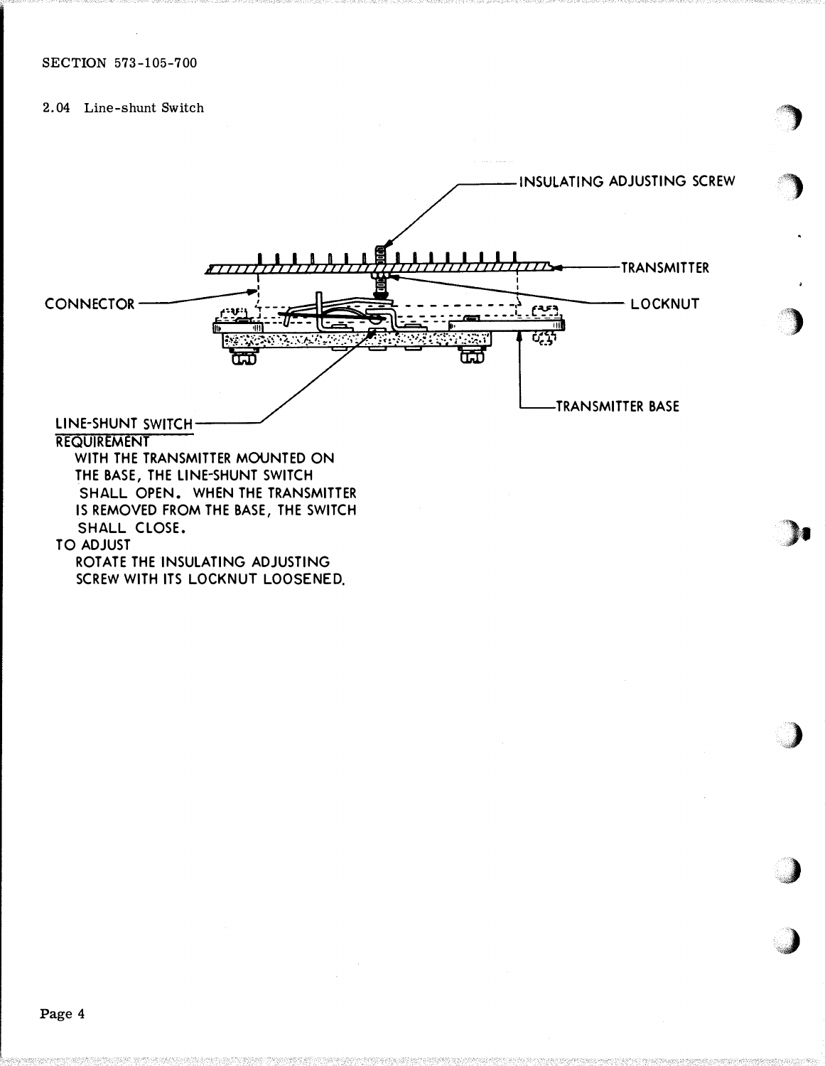2.04 Line-shunt Switch

INSULATING ADJUSTING SCREW

TRANSMITTER

CONNECTOR

LOCKNUT

TRANSMITTER BASE

LINE-SHUNT SWITCH

REQUIREMENT

WITH THE TRANSMITTER MOUNTED ON THE BASE, THE LINE-SHUNT SWITCH SHALL OPEN. WHEN THE TRANSMITTER IS REMOVED FROM THE BASE, THE SWITCH SHALL CLOSE.

TO ADJUST

ROTATE THE INSULATING ADJUSTING SCREW WITH ITS LOCKNUT LOOSENED.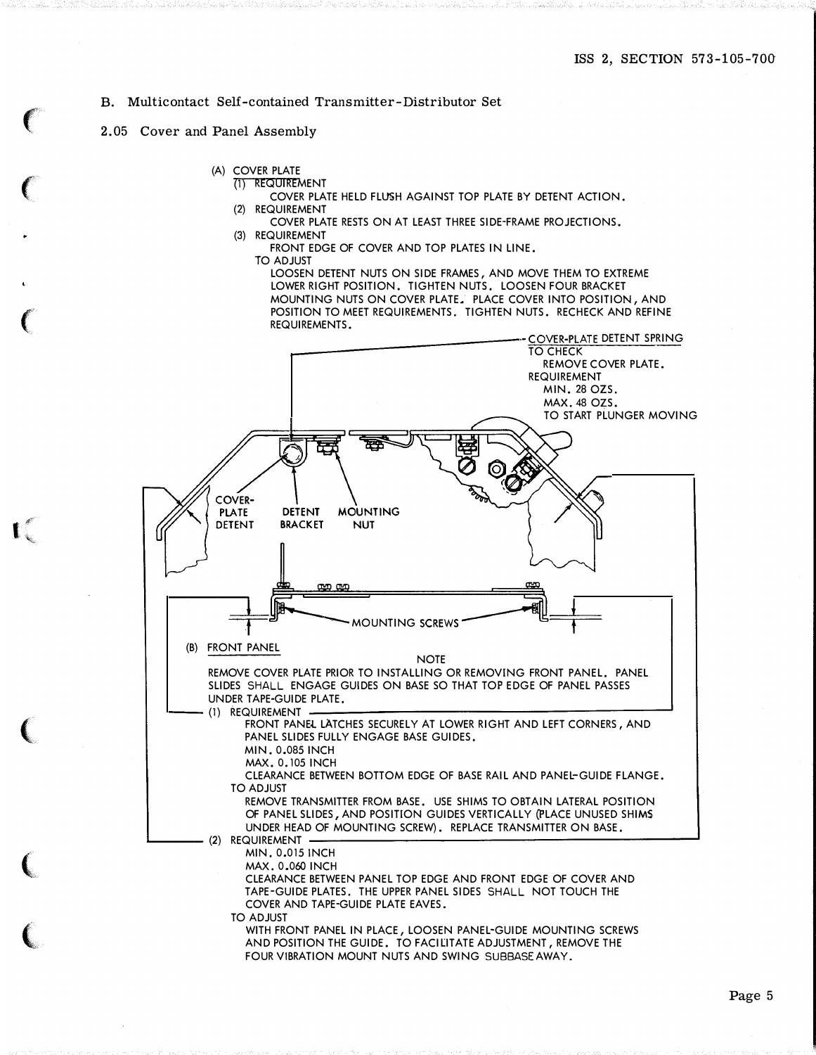B. Multicontact Self-contained Transmitter-Distributor Set

2.05 Cover and Panel Assembly

(A) COVER PLATE

(1) REQUIREMENT
COVER PLATE HELD FLUSH AGAINST TOP PLATE BY DETENT ACTION.

(2) REQUIREMENT
COVER PLATE RESTS ON AT LEAST THREE SIDE-FRAME PROJECTIONS.

(3) REQUIREMENT
FRONT EDGE OF COVER AND TOP PLATES IN LINE.

TO ADJUST
LOOSEN DETENT NUTS ON SIDE FRAMES, AND MOVE THEM TO EXTREME LOWER RIGHT POSITION. TIGHTEN NUTS. LOOSEN FOUR BRACKET MOUNTING NUTS ON COVER PLATE. PLACE COVER INTO POSITION, AND POSITION TO MEET REQUIREMENTS. TIGHTEN NUTS. RECHECK AND REFINE REQUIREMENTS.

COVER-PLATE DETENT SPRING
TO CHECK
REMOVE COVER PLATE.
REQUIREMENT
MIN. 28 OZS.
MAX. 48 OZS.
TO START PLUNGER MOVING

COVER-PLATE DETENT

DETENT BRACKET

MOUNTING NUT

MOUNTING SCREWS

(B) FRONT PANEL

NOTE
REMOVE COVER PLATE PRIOR TO INSTALLING OR REMOVING FRONT PANEL. PANEL SLIDES SHALL ENGAGE GUIDES ON BASE SO THAT TOP EDGE OF PANEL PASSES UNDER TAPE-GUIDE PLATE.

(1) REQUIREMENT
FRONT PANEL LATCHES SECURELY AT LOWER RIGHT AND LEFT CORNERS, AND PANEL SLIDES FULLY ENGAGE BASE GUIDES.
MIN. 0.085 INCH
MAX. 0.105 INCH
CLEARANCE BETWEEN BOTTOM EDGE OF BASE RAIL AND PANEL-GUIDE FLANGE.

TO ADJUST
REMOVE TRANSMITTER FROM BASE. USE SHIMS TO OBTAIN LATERAL POSITION OF PANEL SLIDES, AND POSITION GUIDES VERTICALLY (PLACE UNUSED SHIMS UNDER HEAD OF MOUNTING SCREW). REPLACE TRANSMITTER ON BASE.

(2) REQUIREMENT
MIN. 0.015 INCH
MAX. 0.060 INCH
CLEARANCE BETWEEN PANEL TOP EDGE AND FRONT EDGE OF COVER AND TAPE-GUIDE PLATES. THE UPPER PANEL SIDES SHALL NOT TOUCH THE COVER AND TAPE-GUIDE PLATE EAVES.

TO ADJUST
WITH FRONT PANEL IN PLACE, LOOSEN PANEL-GUIDE MOUNTING SCREWS AND POSITION THE GUIDE. TO FACILITATE ADJUSTMENT, REMOVE THE FOUR VIBRATION MOUNT NUTS AND SWING SUBBASE AWAY.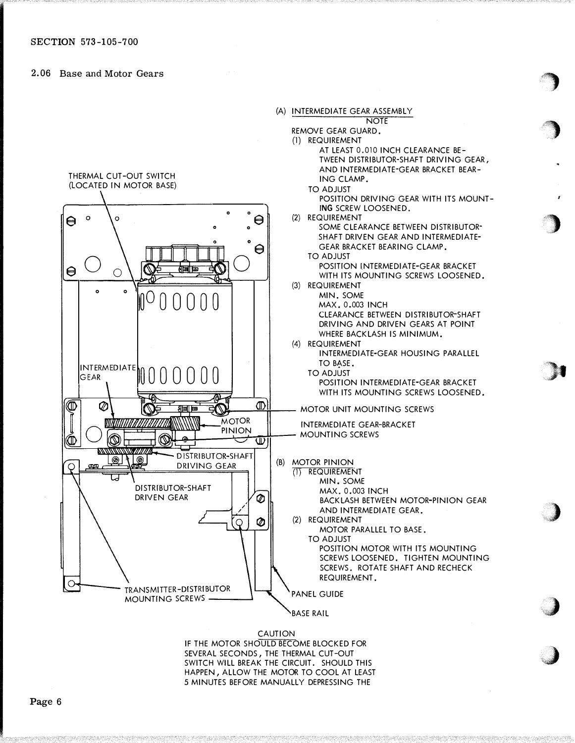SECTION 573-105-700

## 2.06 Base and Motor Gears

THERMAL CUT-OUT SWITCH (LOCATED IN MOTOR BASE)

INTERMEDIATE GEAR

MOTOR PINION

DISTRIBUTOR-SHAFT DRIVING GEAR

DISTRIBUTOR-SHAFT DRIVEN GEAR

TRANSMITTER-DISTRIBUTOR MOUNTING SCREWS

MOTOR UNIT MOUNTING SCREWS

INTERMEDIATE GEAR-BRACKET MOUNTING SCREWS

PANEL GUIDE

BASE RAIL

(A) INTERMEDIATE GEAR ASSEMBLY

NOTE

REMOVE GEAR GUARD.

(1) REQUIREMENT

AT LEAST 0.010 INCH CLEARANCE BETWEEN DISTRIBUTOR-SHAFT DRIVING GEAR, AND INTERMEDIATE-GEAR BRACKET BEARING CLAMP.

TO ADJUST

POSITION DRIVING GEAR WITH ITS MOUNTING SCREW LOOSENED.

(2) REQUIREMENT

SOME CLEARANCE BETWEEN DISTRIBUTOR-SHAFT DRIVEN GEAR AND INTERMEDIATE-GEAR BRACKET BEARING CLAMP.

TO ADJUST

POSITION INTERMEDIATE-GEAR BRACKET WITH ITS MOUNTING SCREWS LOOSENED.

(3) REQUIREMENT

MIN. SOME

MAX. 0.003 INCH

CLEARANCE BETWEEN DISTRIBUTOR-SHAFT DRIVING AND DRIVEN GEARS AT POINT WHERE BACKLASH IS MINIMUM.

(4) REQUIREMENT

INTERMEDIATE-GEAR HOUSING PARALLEL TO BASE.

TO ADJUST

POSITION INTERMEDIATE-GEAR BRACKET WITH ITS MOUNTING SCREWS LOOSENED.

(B) MOTOR PINION

(1) REQUIREMENT

MIN. SOME

MAX. 0.003 INCH

BACKLASH BETWEEN MOTOR-PINION GEAR AND INTERMEDIATE GEAR.

(2) REQUIREMENT

MOTOR PARALLEL TO BASE.

TO ADJUST

POSITION MOTOR WITH ITS MOUNTING SCREWS LOOSENED. TIGHTEN MOUNTING SCREWS. ROTATE SHAFT AND RECHECK REQUIREMENT.

CAUTION

IF THE MOTOR SHOULD BECOME BLOCKED FOR SEVERAL SECONDS, THE THERMAL CUT-OUT SWITCH WILL BREAK THE CIRCUIT. SHOULD THIS HAPPEN, ALLOW THE MOTOR TO COOL AT LEAST 5 MINUTES BEFORE MANUALLY DEPRESSING THE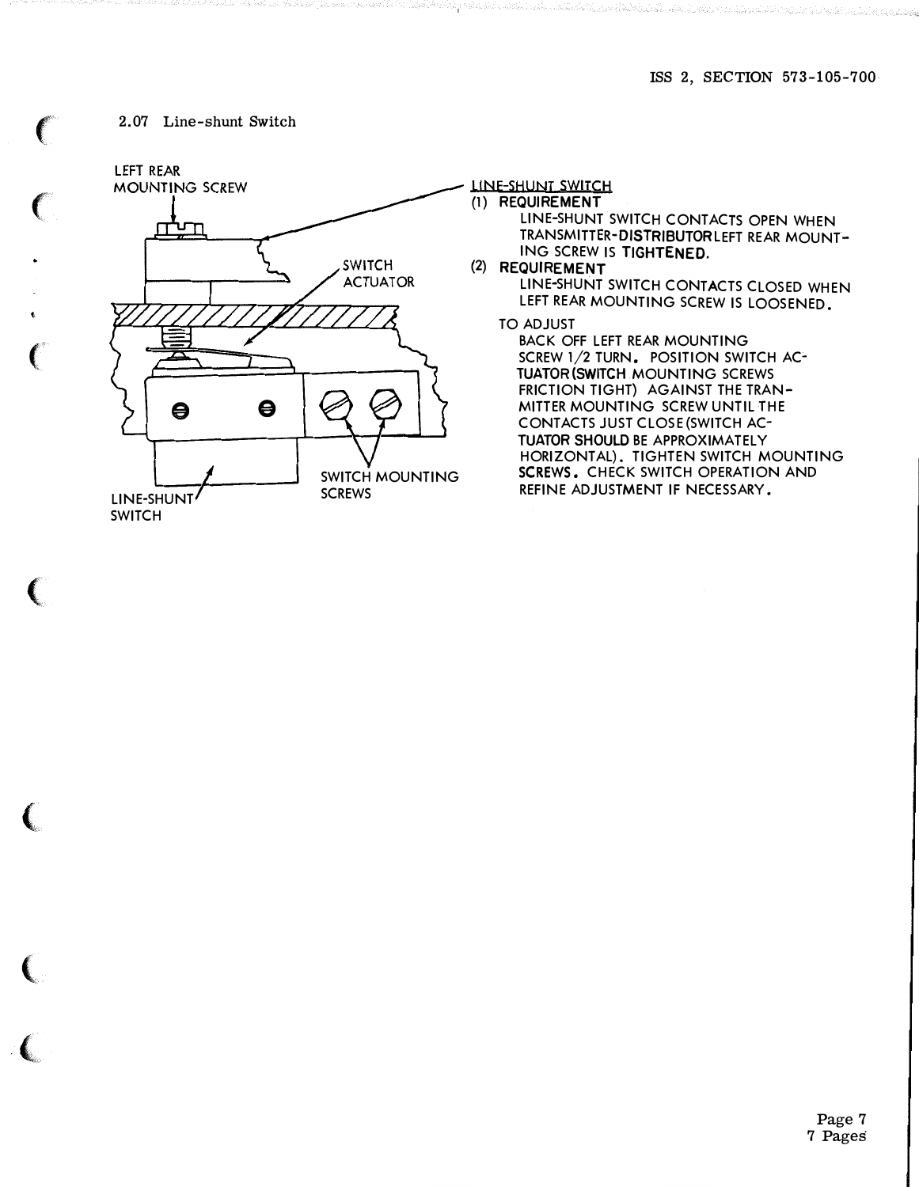2.07 Line-shunt Switch

LEFT REAR MOUNTING SCREW

SWITCH ACTUATOR

LINE-SHUNT SWITCH

SWITCH MOUNTING SCREWS

LINE-SHUNT SWITCH

(1) **REQUIREMENT**
LINE-SHUNT SWITCH CONTACTS OPEN WHEN TRANSMITTER-**DISTRIBUTOR** LEFT REAR MOUNTING SCREW IS **TIGHTENED**.

(2) **REQUIREMENT**
LINE-SHUNT SWITCH CONTACTS CLOSED WHEN LEFT REAR MOUNTING SCREW IS LOOSENED.

TO ADJUST
BACK OFF LEFT REAR MOUNTING SCREW 1/2 TURN. POSITION SWITCH ACTUATOR (SWITCH MOUNTING SCREWS FRICTION TIGHT) AGAINST THE TRANMITTER MOUNTING SCREW UNTIL THE CONTACTS JUST CLOSE (SWITCH ACTUATOR SHOULD BE APPROXIMATELY HORIZONTAL). TIGHTEN SWITCH MOUNTING SCREWS. CHECK SWITCH OPERATION AND REFINE ADJUSTMENT IF NECESSARY.